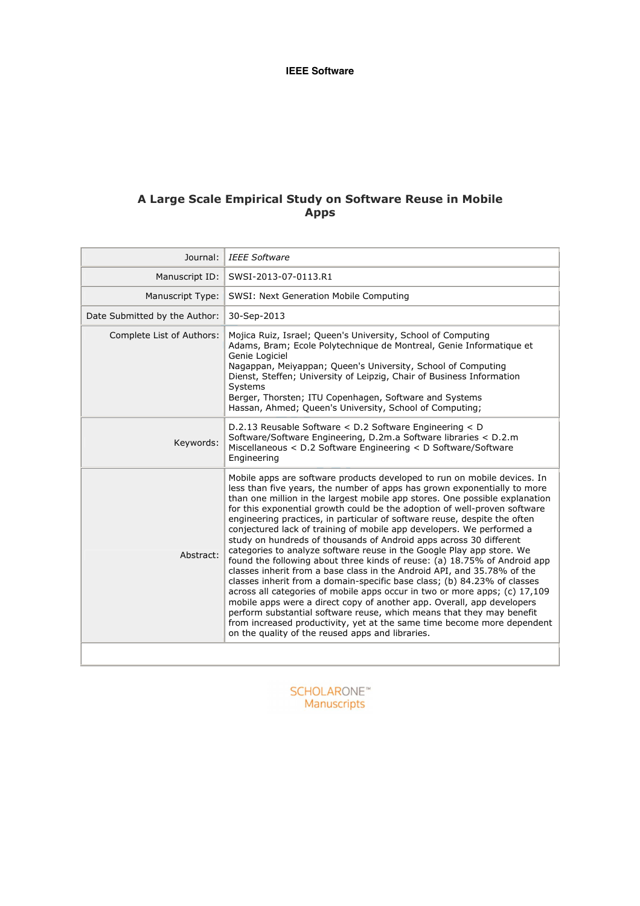**IEEE Software**

# A Large Scale Empirical Study on Software Reuse in Mobile Apps

| | |
|---|---|
| Journal: | *IEEE Software* |
| Manuscript ID: | SWSI-2013-07-0113.R1 |
| Manuscript Type: | SWSI: Next Generation Mobile Computing |
| Date Submitted by the Author: | 30-Sep-2013 |
| Complete List of Authors: | Mojica Ruiz, Israel; Queen's University, School of Computing<br>Adams, Bram; Ecole Polytechnique de Montreal, Genie Informatique et Genie Logiciel<br>Nagappan, Meiyappan; Queen's University, School of Computing<br>Dienst, Steffen; University of Leipzig, Chair of Business Information Systems<br>Berger, Thorsten; ITU Copenhagen, Software and Systems<br>Hassan, Ahmed; Queen's University, School of Computing; |
| Keywords: | D.2.13 Reusable Software < D.2 Software Engineering < D Software/Software Engineering, D.2m.a Software libraries < D.2.m Miscellaneous < D.2 Software Engineering < D Software/Software Engineering |
| Abstract: | Mobile apps are software products developed to run on mobile devices. In less than five years, the number of apps has grown exponentially to more than one million in the largest mobile app stores. One possible explanation for this exponential growth could be the adoption of well-proven software engineering practices, in particular of software reuse, despite the often conjectured lack of training of mobile app developers. We performed a study on hundreds of thousands of Android apps across 30 different categories to analyze software reuse in the Google Play app store. We found the following about three kinds of reuse: (a) 18.75% of Android app classes inherit from a base class in the Android API, and 35.78% of the classes inherit from a domain-specific base class; (b) 84.23% of classes across all categories of mobile apps occur in two or more apps; (c) 17,109 mobile apps were a direct copy of another app. Overall, app developers perform substantial software reuse, which means that they may benefit from increased productivity, yet at the same time become more dependent on the quality of the reused apps and libraries. |
| | |

SCHOLARONE™ Manuscripts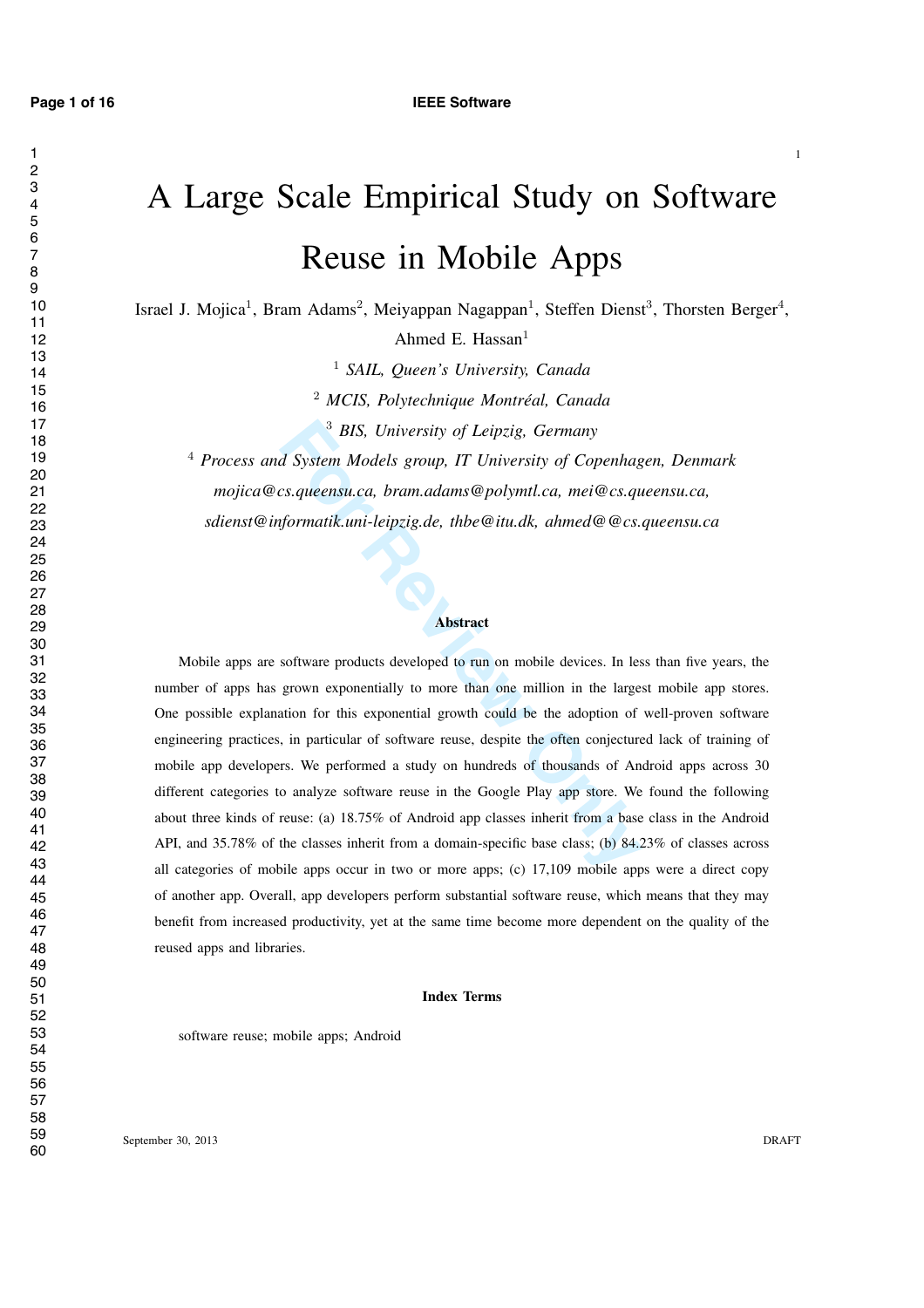# A Large Scale Empirical Study on Software Reuse in Mobile Apps

Israel J. Mojica[1], Bram Adams[2], Meiyappan Nagappan[1], Steffen Dienst[3], Thorsten Berger[4], Ahmed E. Hassan[1]

[1] *SAIL, Queen's University, Canada*

[2] *MCIS, Polytechnique Montréal, Canada*

[3] *BIS, University of Leipzig, Germany*

[4] *Process and System Models group, IT University of Copenhagen, Denmark*

*mojica@cs.queensu.ca, bram.adams@polymtl.ca, mei@cs.queensu.ca, sdienst@informatik.uni-leipzig.de, thbe@itu.dk, ahmed@@cs.queensu.ca*

## Abstract

Mobile apps are software products developed to run on mobile devices. In less than five years, the number of apps has grown exponentially to more than one million in the largest mobile app stores. One possible explanation for this exponential growth could be the adoption of well-proven software engineering practices, in particular of software reuse, despite the often conjectured lack of training of mobile app developers. We performed a study on hundreds of thousands of Android apps across 30 different categories to analyze software reuse in the Google Play app store. We found the following about three kinds of reuse: (a) 18.75% of Android app classes inherit from a base class in the Android API, and 35.78% of the classes inherit from a domain-specific base class; (b) 84.23% of classes across all categories of mobile apps occur in two or more apps; (c) 17,109 mobile apps were a direct copy of another app. Overall, app developers perform substantial software reuse, which means that they may benefit from increased productivity, yet at the same time become more dependent on the quality of the reused apps and libraries.

## Index Terms

software reuse; mobile apps; Android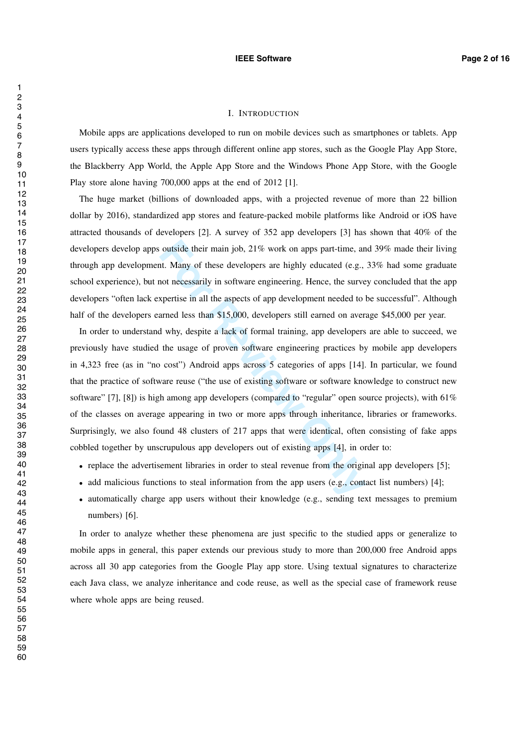# I. Introduction

Mobile apps are applications developed to run on mobile devices such as smartphones or tablets. App users typically access these apps through different online app stores, such as the Google Play App Store, the Blackberry App World, the Apple App Store and the Windows Phone App Store, with the Google Play store alone having 700,000 apps at the end of 2012 [1].

The huge market (billions of downloaded apps, with a projected revenue of more than 22 billion dollar by 2016), standardized app stores and feature-packed mobile platforms like Android or iOS have attracted thousands of developers [2]. A survey of 352 app developers [3] has shown that 40% of the developers develop apps outside their main job, 21% work on apps part-time, and 39% made their living through app development. Many of these developers are highly educated (e.g., 33% had some graduate school experience), but not necessarily in software engineering. Hence, the survey concluded that the app developers "often lack expertise in all the aspects of app development needed to be successful". Although half of the developers earned less than $15,000, developers still earned on average $45,000 per year.

In order to understand why, despite a lack of formal training, app developers are able to succeed, we previously have studied the usage of proven software engineering practices by mobile app developers in 4,323 free (as in "no cost") Android apps across 5 categories of apps [14]. In particular, we found that the practice of software reuse ("the use of existing software or software knowledge to construct new software" [7], [8]) is high among app developers (compared to "regular" open source projects), with 61% of the classes on average appearing in two or more apps through inheritance, libraries or frameworks. Surprisingly, we also found 48 clusters of 217 apps that were identical, often consisting of fake apps cobbled together by unscrupulous app developers out of existing apps [4], in order to:

- replace the advertisement libraries in order to steal revenue from the original app developers [5];
- add malicious functions to steal information from the app users (e.g., contact list numbers) [4];
- automatically charge app users without their knowledge (e.g., sending text messages to premium numbers) [6].

In order to analyze whether these phenomena are just specific to the studied apps or generalize to mobile apps in general, this paper extends our previous study to more than 200,000 free Android apps across all 30 app categories from the Google Play app store. Using textual signatures to characterize each Java class, we analyze inheritance and code reuse, as well as the special case of framework reuse where whole apps are being reused.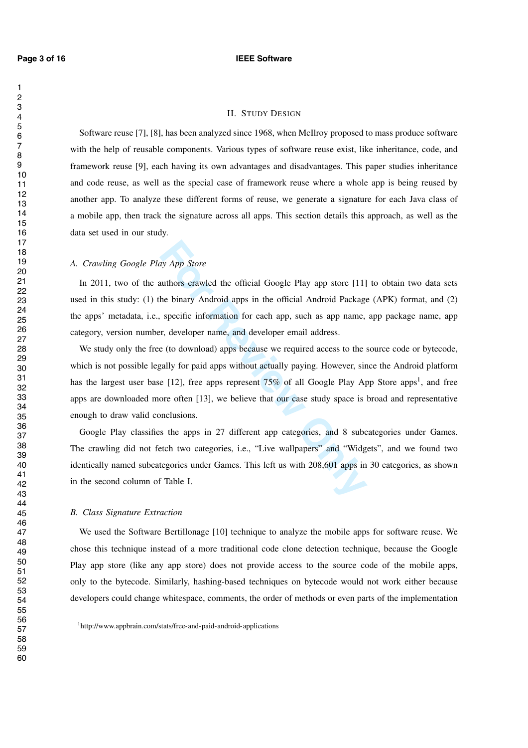## II. Study Design

Software reuse [7], [8], has been analyzed since 1968, when McIlroy proposed to mass produce software with the help of reusable components. Various types of software reuse exist, like inheritance, code, and framework reuse [9], each having its own advantages and disadvantages. This paper studies inheritance and code reuse, as well as the special case of framework reuse where a whole app is being reused by another app. To analyze these different forms of reuse, we generate a signature for each Java class of a mobile app, then track the signature across all apps. This section details this approach, as well as the data set used in our study.

### A. Crawling Google Play App Store

In 2011, two of the authors crawled the official Google Play app store [11] to obtain two data sets used in this study: (1) the binary Android apps in the official Android Package (APK) format, and (2) the apps' metadata, i.e., specific information for each app, such as app name, app package name, app category, version number, developer name, and developer email address.

We study only the free (to download) apps because we required access to the source code or bytecode, which is not possible legally for paid apps without actually paying. However, since the Android platform has the largest user base [12], free apps represent 75% of all Google Play App Store apps[1], and free apps are downloaded more often [13], we believe that our case study space is broad and representative enough to draw valid conclusions.

Google Play classifies the apps in 27 different app categories, and 8 subcategories under Games. The crawling did not fetch two categories, i.e., "Live wallpapers" and "Widgets", and we found two identically named subcategories under Games. This left us with 208,601 apps in 30 categories, as shown in the second column of Table I.

### B. Class Signature Extraction

We used the Software Bertillonage [10] technique to analyze the mobile apps for software reuse. We chose this technique instead of a more traditional code clone detection technique, because the Google Play app store (like any app store) does not provide access to the source code of the mobile apps, only to the bytecode. Similarly, hashing-based techniques on bytecode would not work either because developers could change whitespace, comments, the order of methods or even parts of the implementation

[1] http://www.appbrain.com/stats/free-and-paid-android-applications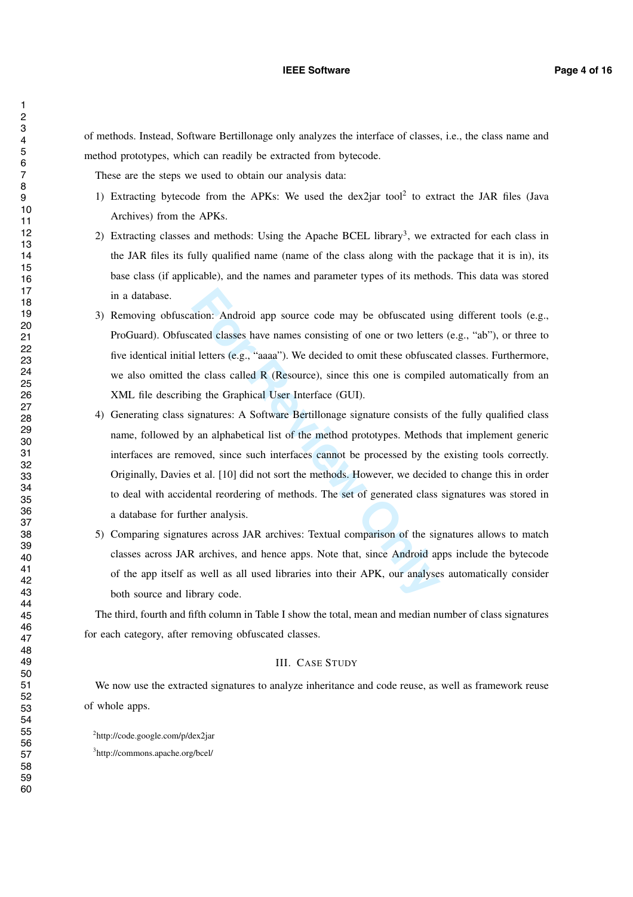of methods. Instead, Software Bertillonage only analyzes the interface of classes, i.e., the class name and method prototypes, which can readily be extracted from bytecode.

These are the steps we used to obtain our analysis data:

1) Extracting bytecode from the APKs: We used the dex2jar tool[2] to extract the JAR files (Java Archives) from the APKs.
2) Extracting classes and methods: Using the Apache BCEL library[3], we extracted for each class in the JAR files its fully qualified name (name of the class along with the package that it is in), its base class (if applicable), and the names and parameter types of its methods. This data was stored in a database.
3) Removing obfuscation: Android app source code may be obfuscated using different tools (e.g., ProGuard). Obfuscated classes have names consisting of one or two letters (e.g., "ab"), or three to five identical initial letters (e.g., "aaaa"). We decided to omit these obfuscated classes. Furthermore, we also omitted the class called R (Resource), since this one is compiled automatically from an XML file describing the Graphical User Interface (GUI).
4) Generating class signatures: A Software Bertillonage signature consists of the fully qualified class name, followed by an alphabetical list of the method prototypes. Methods that implement generic interfaces are removed, since such interfaces cannot be processed by the existing tools correctly. Originally, Davies et al. [10] did not sort the methods. However, we decided to change this in order to deal with accidental reordering of methods. The set of generated class signatures was stored in a database for further analysis.
5) Comparing signatures across JAR archives: Textual comparison of the signatures allows to match classes across JAR archives, and hence apps. Note that, since Android apps include the bytecode of the app itself as well as all used libraries into their APK, our analyses automatically consider both source and library code.

The third, fourth and fifth column in Table I show the total, mean and median number of class signatures for each category, after removing obfuscated classes.

## III. Case Study

We now use the extracted signatures to analyze inheritance and code reuse, as well as framework reuse of whole apps.

[2]http://code.google.com/p/dex2jar

[3]http://commons.apache.org/bcel/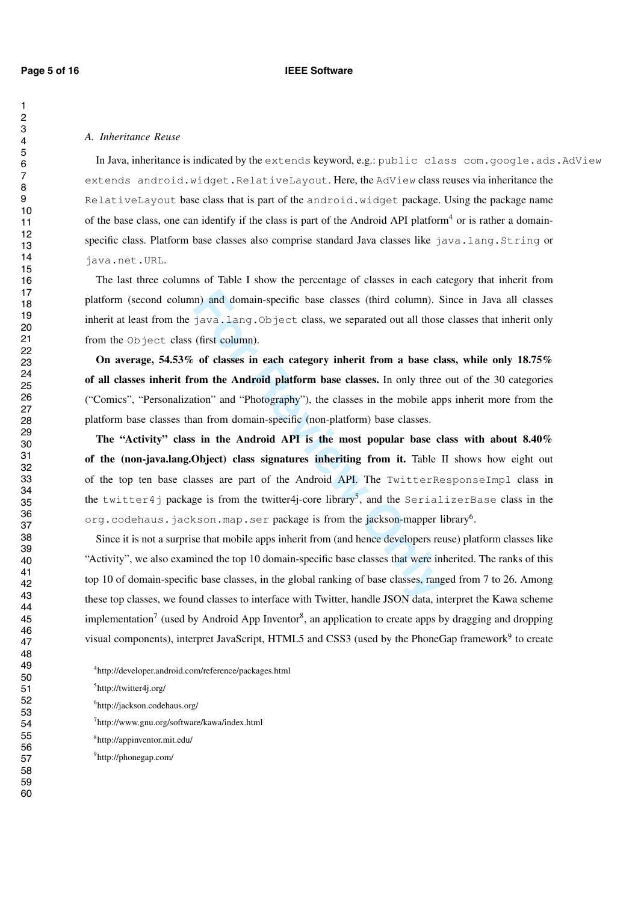### A. Inheritance Reuse

In Java, inheritance is indicated by the `extends` keyword, e.g.: `public class com.google.ads.AdView extends android.widget.RelativeLayout`. Here, the `AdView` class reuses via inheritance the `RelativeLayout` base class that is part of the `android.widget` package. Using the package name of the base class, one can identify if the class is part of the Android API platform[4] or is rather a domain-specific class. Platform base classes also comprise standard Java classes like `java.lang.String` or `java.net.URL`.

The last three columns of Table I show the percentage of classes in each category that inherit from platform (second column) and domain-specific base classes (third column). Since in Java all classes inherit at least from the `java.lang.Object` class, we separated out all those classes that inherit only from the `Object` class (first column).

**On average, 54.53% of classes in each category inherit from a base class, while only 18.75% of all classes inherit from the Android platform base classes.** In only three out of the 30 categories ("Comics", "Personalization" and "Photography"), the classes in the mobile apps inherit more from the platform base classes than from domain-specific (non-platform) base classes.

**The "Activity" class in the Android API is the most popular base class with about 8.40% of the (non-java.lang.Object) class signatures inheriting from it.** Table II shows how eight out of the top ten base classes are part of the Android API. The `TwitterResponseImpl` class in the `twitter4j` package is from the twitter4j-core library[5], and the `SerializerBase` class in the `org.codehaus.jackson.map.ser` package is from the jackson-mapper library[6].

Since it is not a surprise that mobile apps inherit from (and hence developers reuse) platform classes like "Activity", we also examined the top 10 domain-specific base classes that were inherited. The ranks of this top 10 of domain-specific base classes, in the global ranking of base classes, ranged from 7 to 26. Among these top classes, we found classes to interface with Twitter, handle JSON data, interpret the Kawa scheme implementation[7] (used by Android App Inventor[8], an application to create apps by dragging and dropping visual components), interpret JavaScript, HTML5 and CSS3 (used by the PhoneGap framework[9] to create

[4] http://developer.android.com/reference/packages.html

[5] http://twitter4j.org/

[6] http://jackson.codehaus.org/

[7] http://www.gnu.org/software/kawa/index.html

[8] http://appinventor.mit.edu/

[9] http://phonegap.com/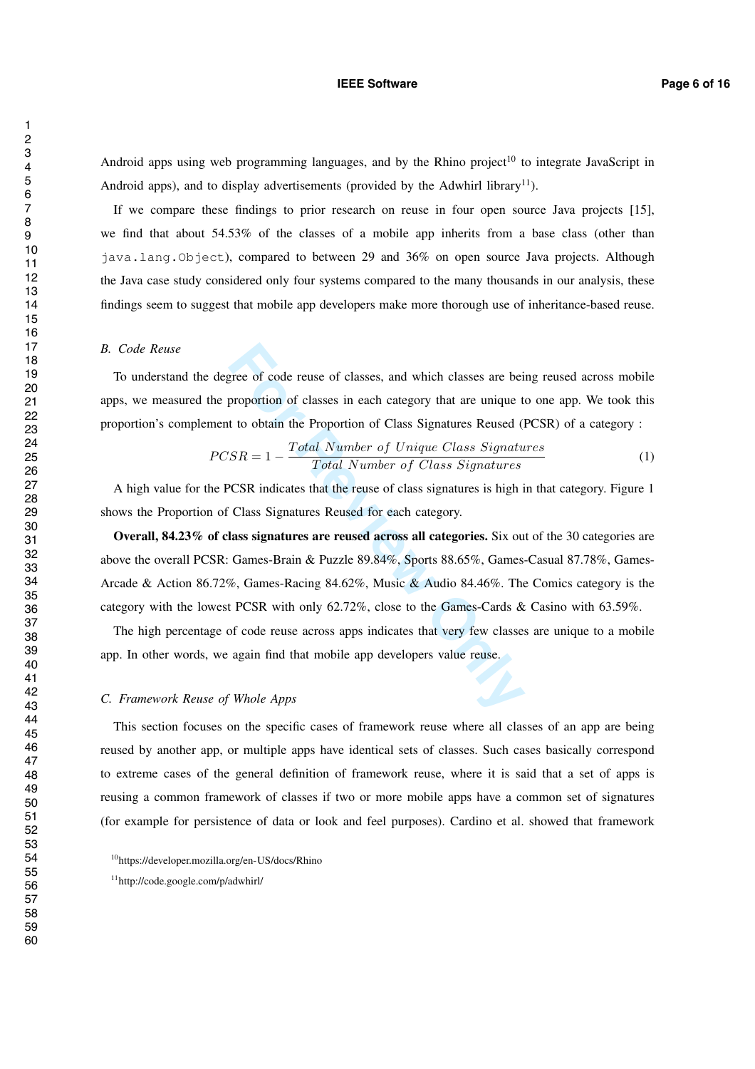Android apps using web programming languages, and by the Rhino project[10] to integrate JavaScript in Android apps), and to display advertisements (provided by the Adwhirl library[11]).

If we compare these findings to prior research on reuse in four open source Java projects [15], we find that about 54.53% of the classes of a mobile app inherits from a base class (other than `java.lang.Object`), compared to between 29 and 36% on open source Java projects. Although the Java case study considered only four systems compared to the many thousands in our analysis, these findings seem to suggest that mobile app developers make more thorough use of inheritance-based reuse.

### *B. Code Reuse*

To understand the degree of code reuse of classes, and which classes are being reused across mobile apps, we measured the proportion of classes in each category that are unique to one app. We took this proportion's complement to obtain the Proportion of Class Signatures Reused (PCSR) of a category :

$$PCSR = 1 - \frac{Total\ Number\ of\ Unique\ Class\ Signatures}{Total\ Number\ of\ Class\ Signatures} \quad (1)$$

A high value for the PCSR indicates that the reuse of class signatures is high in that category. Figure 1 shows the Proportion of Class Signatures Reused for each category.

**Overall, 84.23% of class signatures are reused across all categories.** Six out of the 30 categories are above the overall PCSR: Games-Brain & Puzzle 89.84%, Sports 88.65%, Games-Casual 87.78%, Games-Arcade & Action 86.72%, Games-Racing 84.62%, Music & Audio 84.46%. The Comics category is the category with the lowest PCSR with only 62.72%, close to the Games-Cards & Casino with 63.59%.

The high percentage of code reuse across apps indicates that very few classes are unique to a mobile app. In other words, we again find that mobile app developers value reuse.

### *C. Framework Reuse of Whole Apps*

This section focuses on the specific cases of framework reuse where all classes of an app are being reused by another app, or multiple apps have identical sets of classes. Such cases basically correspond to extreme cases of the general definition of framework reuse, where it is said that a set of apps is reusing a common framework of classes if two or more mobile apps have a common set of signatures (for example for persistence of data or look and feel purposes). Cardino et al. showed that framework

[10] https://developer.mozilla.org/en-US/docs/Rhino

[11] http://code.google.com/p/adwhirl/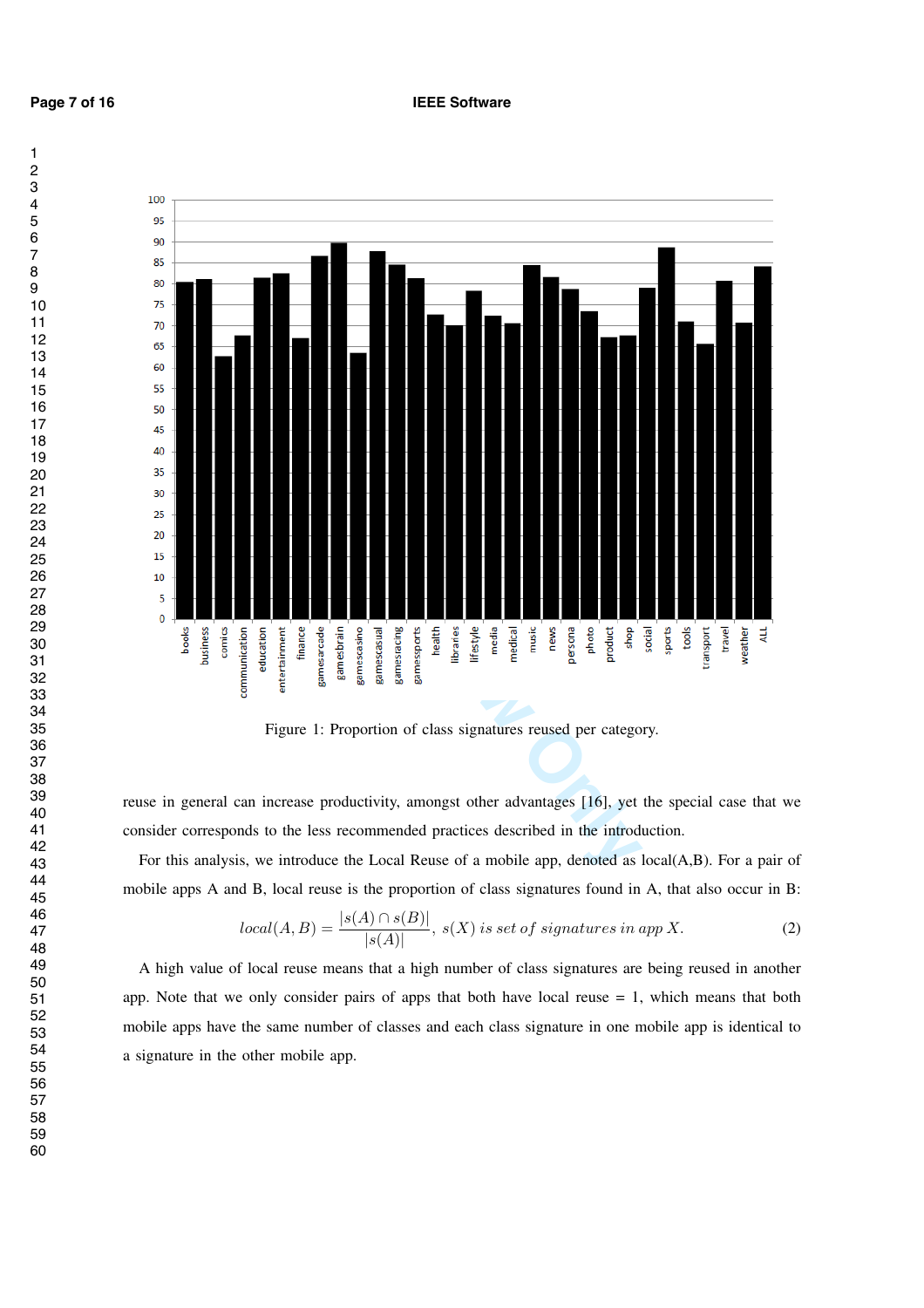Figure 1: Proportion of class signatures reused per category.

reuse in general can increase productivity, amongst other advantages [16], yet the special case that we consider corresponds to the less recommended practices described in the introduction.

For this analysis, we introduce the Local Reuse of a mobile app, denoted as local(A,B). For a pair of mobile apps A and B, local reuse is the proportion of class signatures found in A, that also occur in B:

$$local(A, B) = \frac{|s(A) \cap s(B)|}{|s(A)|},\ s(X)\ is\ set\ of\ signatures\ in\ app\ X. \tag{2}$$

A high value of local reuse means that a high number of class signatures are being reused in another app. Note that we only consider pairs of apps that both have local reuse = 1, which means that both mobile apps have the same number of classes and each class signature in one mobile app is identical to a signature in the other mobile app.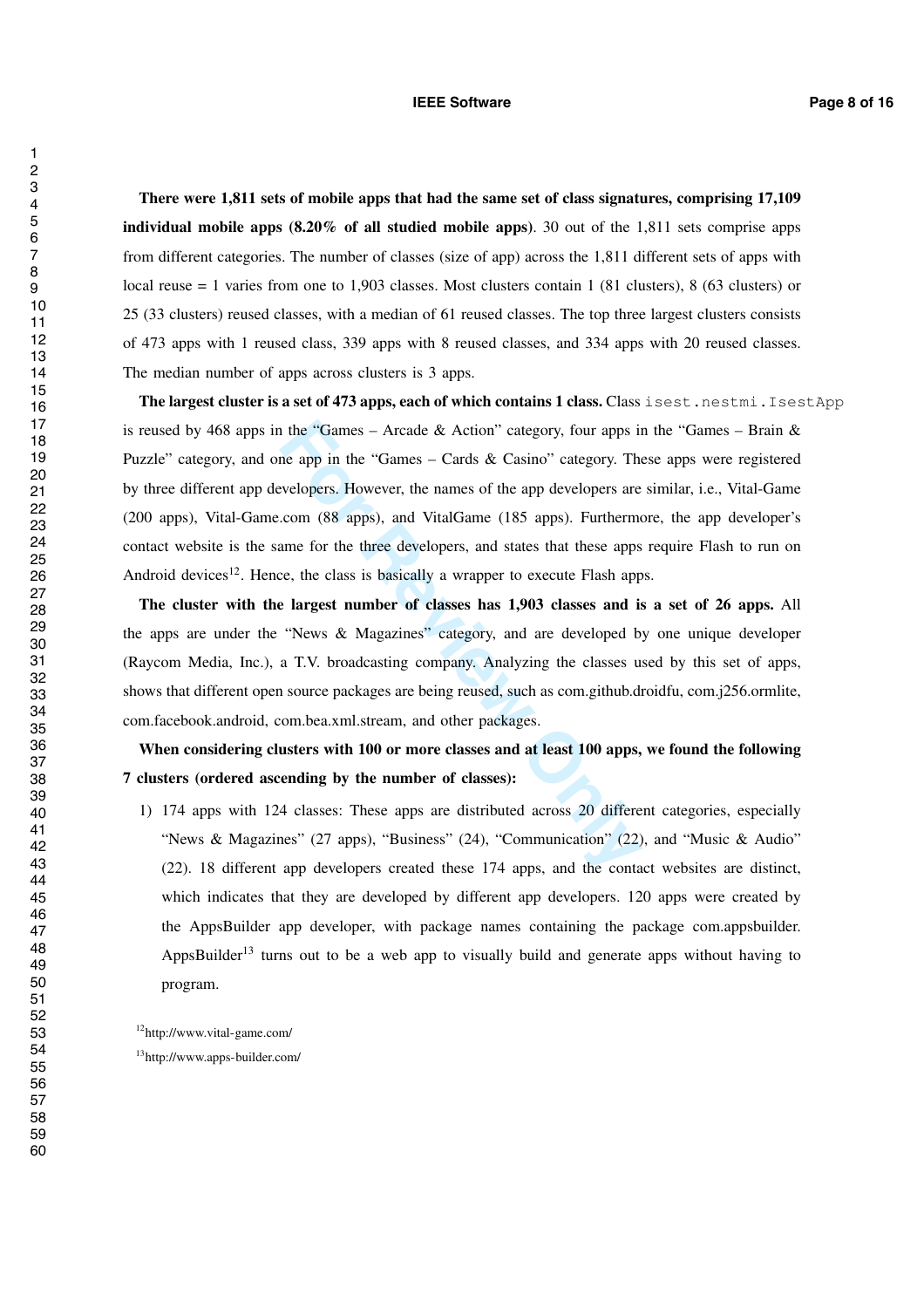**There were 1,811 sets of mobile apps that had the same set of class signatures, comprising 17,109 individual mobile apps (8.20% of all studied mobile apps)**. 30 out of the 1,811 sets comprise apps from different categories. The number of classes (size of app) across the 1,811 different sets of apps with local reuse = 1 varies from one to 1,903 classes. Most clusters contain 1 (81 clusters), 8 (63 clusters) or 25 (33 clusters) reused classes, with a median of 61 reused classes. The top three largest clusters consists of 473 apps with 1 reused class, 339 apps with 8 reused classes, and 334 apps with 20 reused classes. The median number of apps across clusters is 3 apps.

**The largest cluster is a set of 473 apps, each of which contains 1 class.** Class `isest.nestmi.IsestApp` is reused by 468 apps in the "Games – Arcade & Action" category, four apps in the "Games – Brain & Puzzle" category, and one app in the "Games – Cards & Casino" category. These apps were registered by three different app developers. However, the names of the app developers are similar, i.e., Vital-Game (200 apps), Vital-Game.com (88 apps), and VitalGame (185 apps). Furthermore, the app developer's contact website is the same for the three developers, and states that these apps require Flash to run on Android devices[12]. Hence, the class is basically a wrapper to execute Flash apps.

**The cluster with the largest number of classes has 1,903 classes and is a set of 26 apps.** All the apps are under the "News & Magazines" category, and are developed by one unique developer (Raycom Media, Inc.), a T.V. broadcasting company. Analyzing the classes used by this set of apps, shows that different open source packages are being reused, such as com.github.droidfu, com.j256.ormlite, com.facebook.android, com.bea.xml.stream, and other packages.

**When considering clusters with 100 or more classes and at least 100 apps, we found the following 7 clusters (ordered ascending by the number of classes):**

1) 174 apps with 124 classes: These apps are distributed across 20 different categories, especially "News & Magazines" (27 apps), "Business" (24), "Communication" (22), and "Music & Audio" (22). 18 different app developers created these 174 apps, and the contact websites are distinct, which indicates that they are developed by different app developers. 120 apps were created by the AppsBuilder app developer, with package names containing the package com.appsbuilder. AppsBuilder[13] turns out to be a web app to visually build and generate apps without having to program.

[12] http://www.vital-game.com/

[13] http://www.apps-builder.com/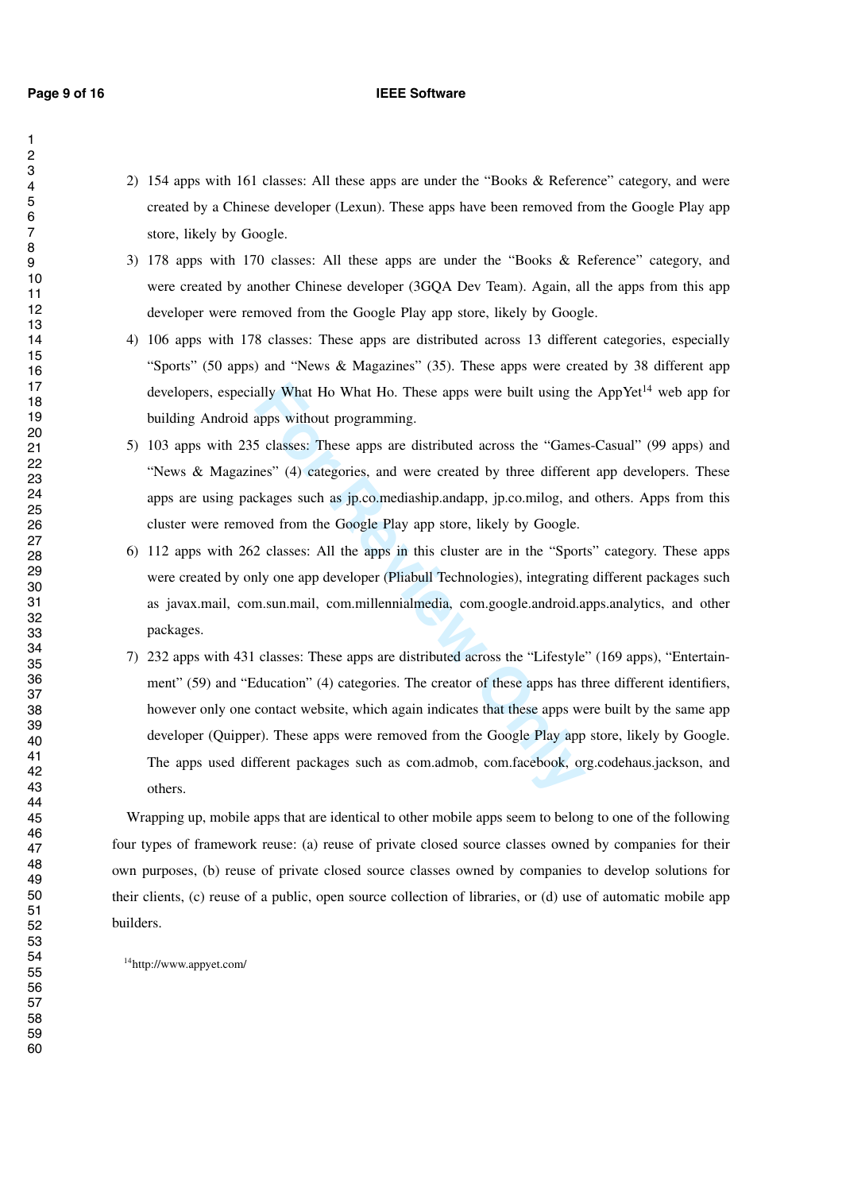2) 154 apps with 161 classes: All these apps are under the “Books & Reference” category, and were created by a Chinese developer (Lexun). These apps have been removed from the Google Play app store, likely by Google.
3) 178 apps with 170 classes: All these apps are under the “Books & Reference” category, and were created by another Chinese developer (3GQA Dev Team). Again, all the apps from this app developer were removed from the Google Play app store, likely by Google.
4) 106 apps with 178 classes: These apps are distributed across 13 different categories, especially “Sports” (50 apps) and “News & Magazines” (35). These apps were created by 38 different app developers, especially What Ho What Ho. These apps were built using the AppYet[14] web app for building Android apps without programming.
5) 103 apps with 235 classes: These apps are distributed across the “Games-Casual” (99 apps) and “News & Magazines” (4) categories, and were created by three different app developers. These apps are using packages such as jp.co.mediaship.andapp, jp.co.milog, and others. Apps from this cluster were removed from the Google Play app store, likely by Google.
6) 112 apps with 262 classes: All the apps in this cluster are in the “Sports” category. These apps were created by only one app developer (Pliabull Technologies), integrating different packages such as javax.mail, com.sun.mail, com.millennialmedia, com.google.android.apps.analytics, and other packages.
7) 232 apps with 431 classes: These apps are distributed across the “Lifestyle” (169 apps), “Entertainment” (59) and “Education” (4) categories. The creator of these apps has three different identifiers, however only one contact website, which again indicates that these apps were built by the same app developer (Quipper). These apps were removed from the Google Play app store, likely by Google. The apps used different packages such as com.admob, com.facebook, org.codehaus.jackson, and others.

Wrapping up, mobile apps that are identical to other mobile apps seem to belong to one of the following four types of framework reuse: (a) reuse of private closed source classes owned by companies for their own purposes, (b) reuse of private closed source classes owned by companies to develop solutions for their clients, (c) reuse of a public, open source collection of libraries, or (d) use of automatic mobile app builders.

[14] http://www.appyet.com/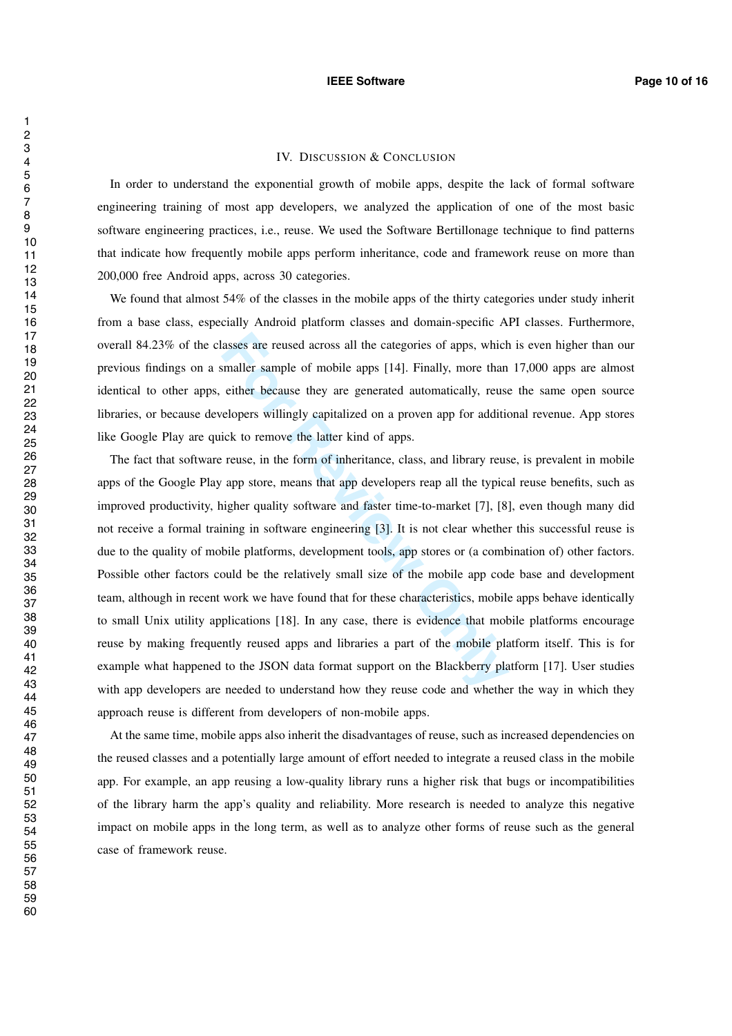## IV. Discussion & Conclusion

In order to understand the exponential growth of mobile apps, despite the lack of formal software engineering training of most app developers, we analyzed the application of one of the most basic software engineering practices, i.e., reuse. We used the Software Bertillonage technique to find patterns that indicate how frequently mobile apps perform inheritance, code and framework reuse on more than 200,000 free Android apps, across 30 categories.

We found that almost 54% of the classes in the mobile apps of the thirty categories under study inherit from a base class, especially Android platform classes and domain-specific API classes. Furthermore, overall 84.23% of the classes are reused across all the categories of apps, which is even higher than our previous findings on a smaller sample of mobile apps [14]. Finally, more than 17,000 apps are almost identical to other apps, either because they are generated automatically, reuse the same open source libraries, or because developers willingly capitalized on a proven app for additional revenue. App stores like Google Play are quick to remove the latter kind of apps.

The fact that software reuse, in the form of inheritance, class, and library reuse, is prevalent in mobile apps of the Google Play app store, means that app developers reap all the typical reuse benefits, such as improved productivity, higher quality software and faster time-to-market [7], [8], even though many did not receive a formal training in software engineering [3]. It is not clear whether this successful reuse is due to the quality of mobile platforms, development tools, app stores or (a combination of) other factors. Possible other factors could be the relatively small size of the mobile app code base and development team, although in recent work we have found that for these characteristics, mobile apps behave identically to small Unix utility applications [18]. In any case, there is evidence that mobile platforms encourage reuse by making frequently reused apps and libraries a part of the mobile platform itself. This is for example what happened to the JSON data format support on the Blackberry platform [17]. User studies with app developers are needed to understand how they reuse code and whether the way in which they approach reuse is different from developers of non-mobile apps.

At the same time, mobile apps also inherit the disadvantages of reuse, such as increased dependencies on the reused classes and a potentially large amount of effort needed to integrate a reused class in the mobile app. For example, an app reusing a low-quality library runs a higher risk that bugs or incompatibilities of the library harm the app's quality and reliability. More research is needed to analyze this negative impact on mobile apps in the long term, as well as to analyze other forms of reuse such as the general case of framework reuse.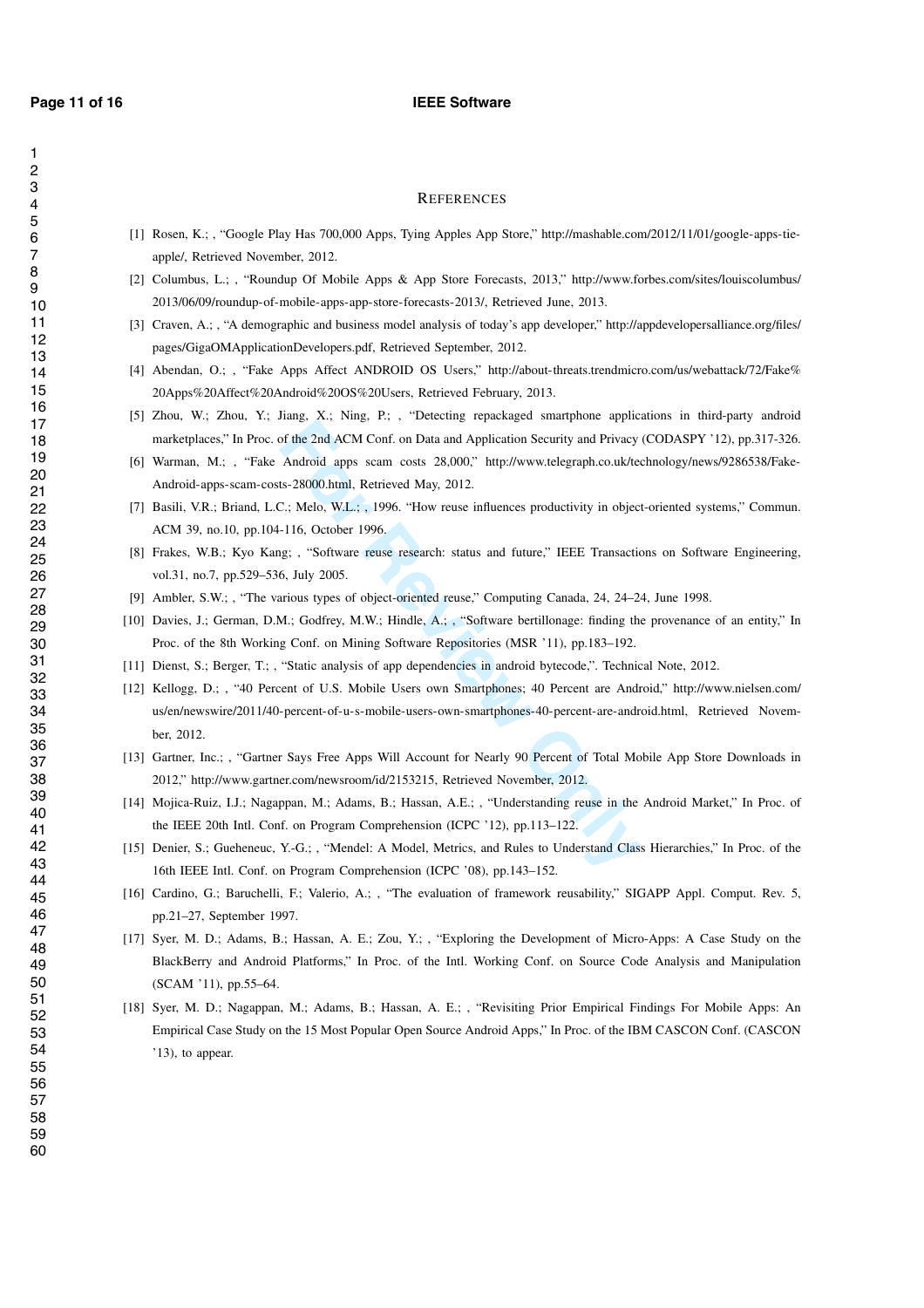# References

[1] Rosen, K.; , "Google Play Has 700,000 Apps, Tying Apples App Store," http://mashable.com/2012/11/01/google-apps-tie-apple/, Retrieved November, 2012.

[2] Columbus, L.; , "Roundup Of Mobile Apps & App Store Forecasts, 2013," http://www.forbes.com/sites/louiscolumbus/2013/06/09/roundup-of-mobile-apps-app-store-forecasts-2013/, Retrieved June, 2013.

[3] Craven, A.; , "A demographic and business model analysis of today's app developer," http://appdevelopersalliance.org/files/pages/GigaOMApplicationDevelopers.pdf, Retrieved September, 2012.

[4] Abendan, O.; , "Fake Apps Affect ANDROID OS Users," http://about-threats.trendmicro.com/us/webattack/72/Fake%20Apps%20Affect%20Android%20OS%20Users, Retrieved February, 2013.

[5] Zhou, W.; Zhou, Y.; Jiang, X.; Ning, P.; , "Detecting repackaged smartphone applications in third-party android marketplaces," In Proc. of the 2nd ACM Conf. on Data and Application Security and Privacy (CODASPY '12), pp.317-326.

[6] Warman, M.; , "Fake Android apps scam costs 28,000," http://www.telegraph.co.uk/technology/news/9286538/Fake-Android-apps-scam-costs-28000.html, Retrieved May, 2012.

[7] Basili, V.R.; Briand, L.C.; Melo, W.L.; , 1996. "How reuse influences productivity in object-oriented systems," Commun. ACM 39, no.10, pp.104-116, October 1996.

[8] Frakes, W.B.; Kyo Kang; , "Software reuse research: status and future," IEEE Transactions on Software Engineering, vol.31, no.7, pp.529–536, July 2005.

[9] Ambler, S.W.; , "The various types of object-oriented reuse," Computing Canada, 24, 24–24, June 1998.

[10] Davies, J.; German, D.M.; Godfrey, M.W.; Hindle, A.; , "Software bertillonage: finding the provenance of an entity," In Proc. of the 8th Working Conf. on Mining Software Repositories (MSR '11), pp.183–192.

[11] Dienst, S.; Berger, T.; , "Static analysis of app dependencies in android bytecode,". Technical Note, 2012.

[12] Kellogg, D.; , "40 Percent of U.S. Mobile Users own Smartphones; 40 Percent are Android," http://www.nielsen.com/us/en/newswire/2011/40-percent-of-u-s-mobile-users-own-smartphones-40-percent-are-android.html, Retrieved November, 2012.

[13] Gartner, Inc.; , "Gartner Says Free Apps Will Account for Nearly 90 Percent of Total Mobile App Store Downloads in 2012," http://www.gartner.com/newsroom/id/2153215, Retrieved November, 2012.

[14] Mojica-Ruiz, I.J.; Nagappan, M.; Adams, B.; Hassan, A.E.; , "Understanding reuse in the Android Market," In Proc. of the IEEE 20th Intl. Conf. on Program Comprehension (ICPC '12), pp.113–122.

[15] Denier, S.; Gueheneuc, Y.-G.; , "Mendel: A Model, Metrics, and Rules to Understand Class Hierarchies," In Proc. of the 16th IEEE Intl. Conf. on Program Comprehension (ICPC '08), pp.143–152.

[16] Cardino, G.; Baruchelli, F.; Valerio, A.; , "The evaluation of framework reusability," SIGAPP Appl. Comput. Rev. 5, pp.21–27, September 1997.

[17] Syer, M. D.; Adams, B.; Hassan, A. E.; Zou, Y.; , "Exploring the Development of Micro-Apps: A Case Study on the BlackBerry and Android Platforms," In Proc. of the Intl. Working Conf. on Source Code Analysis and Manipulation (SCAM '11), pp.55–64.

[18] Syer, M. D.; Nagappan, M.; Adams, B.; Hassan, A. E.; , "Revisiting Prior Empirical Findings For Mobile Apps: An Empirical Case Study on the 15 Most Popular Open Source Android Apps," In Proc. of the IBM CASCON Conf. (CASCON '13), to appear.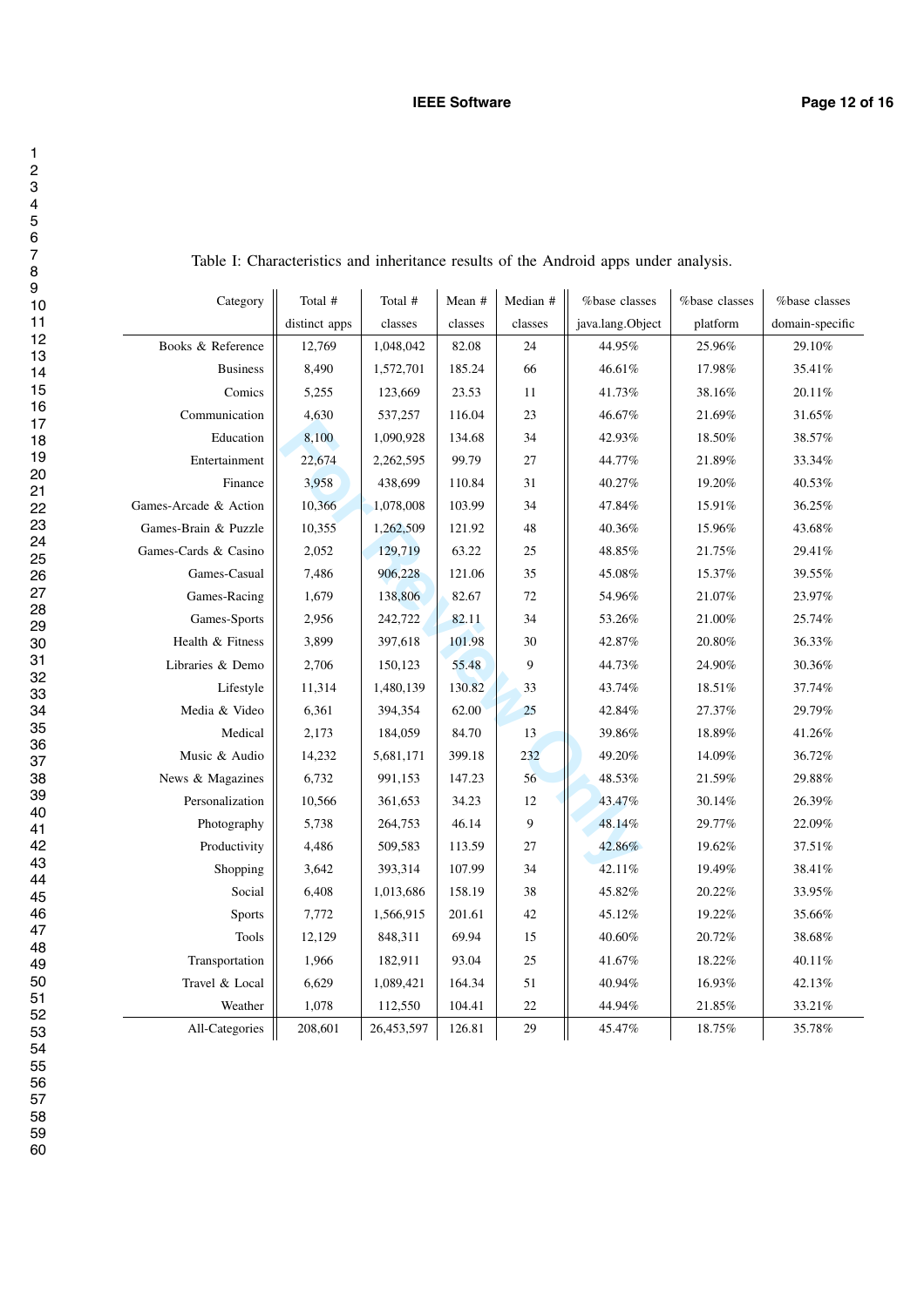Table I: Characteristics and inheritance results of the Android apps under analysis.

| Category | Total # distinct apps | Total # classes | Mean # classes | Median # classes | %base classes java.lang.Object | %base classes platform | %base classes domain-specific |
|---|---|---|---|---|---|---|---|
| Books & Reference | 12,769 | 1,048,042 | 82.08 | 24 | 44.95% | 25.96% | 29.10% |
| Business | 8,490 | 1,572,701 | 185.24 | 66 | 46.61% | 17.98% | 35.41% |
| Comics | 5,255 | 123,669 | 23.53 | 11 | 41.73% | 38.16% | 20.11% |
| Communication | 4,630 | 537,257 | 116.04 | 23 | 46.67% | 21.69% | 31.65% |
| Education | 8,100 | 1,090,928 | 134.68 | 34 | 42.93% | 18.50% | 38.57% |
| Entertainment | 22,674 | 2,262,595 | 99.79 | 27 | 44.77% | 21.89% | 33.34% |
| Finance | 3,958 | 438,699 | 110.84 | 31 | 40.27% | 19.20% | 40.53% |
| Games-Arcade & Action | 10,366 | 1,078,008 | 103.99 | 34 | 47.84% | 15.91% | 36.25% |
| Games-Brain & Puzzle | 10,355 | 1,262,509 | 121.92 | 48 | 40.36% | 15.96% | 43.68% |
| Games-Cards & Casino | 2,052 | 129,719 | 63.22 | 25 | 48.85% | 21.75% | 29.41% |
| Games-Casual | 7,486 | 906,228 | 121.06 | 35 | 45.08% | 15.37% | 39.55% |
| Games-Racing | 1,679 | 138,806 | 82.67 | 72 | 54.96% | 21.07% | 23.97% |
| Games-Sports | 2,956 | 242,722 | 82.11 | 34 | 53.26% | 21.00% | 25.74% |
| Health & Fitness | 3,899 | 397,618 | 101.98 | 30 | 42.87% | 20.80% | 36.33% |
| Libraries & Demo | 2,706 | 150,123 | 55.48 | 9 | 44.73% | 24.90% | 30.36% |
| Lifestyle | 11,314 | 1,480,139 | 130.82 | 33 | 43.74% | 18.51% | 37.74% |
| Media & Video | 6,361 | 394,354 | 62.00 | 25 | 42.84% | 27.37% | 29.79% |
| Medical | 2,173 | 184,059 | 84.70 | 13 | 39.86% | 18.89% | 41.26% |
| Music & Audio | 14,232 | 5,681,171 | 399.18 | 232 | 49.20% | 14.09% | 36.72% |
| News & Magazines | 6,732 | 991,153 | 147.23 | 56 | 48.53% | 21.59% | 29.88% |
| Personalization | 10,566 | 361,653 | 34.23 | 12 | 43.47% | 30.14% | 26.39% |
| Photography | 5,738 | 264,753 | 46.14 | 9 | 48.14% | 29.77% | 22.09% |
| Productivity | 4,486 | 509,583 | 113.59 | 27 | 42.86% | 19.62% | 37.51% |
| Shopping | 3,642 | 393,314 | 107.99 | 34 | 42.11% | 19.49% | 38.41% |
| Social | 6,408 | 1,013,686 | 158.19 | 38 | 45.82% | 20.22% | 33.95% |
| Sports | 7,772 | 1,566,915 | 201.61 | 42 | 45.12% | 19.22% | 35.66% |
| Tools | 12,129 | 848,311 | 69.94 | 15 | 40.60% | 20.72% | 38.68% |
| Transportation | 1,966 | 182,911 | 93.04 | 25 | 41.67% | 18.22% | 40.11% |
| Travel & Local | 6,629 | 1,089,421 | 164.34 | 51 | 40.94% | 16.93% | 42.13% |
| Weather | 1,078 | 112,550 | 104.41 | 22 | 44.94% | 21.85% | 33.21% |
| All-Categories | 208,601 | 26,453,597 | 126.81 | 29 | 45.47% | 18.75% | 35.78% |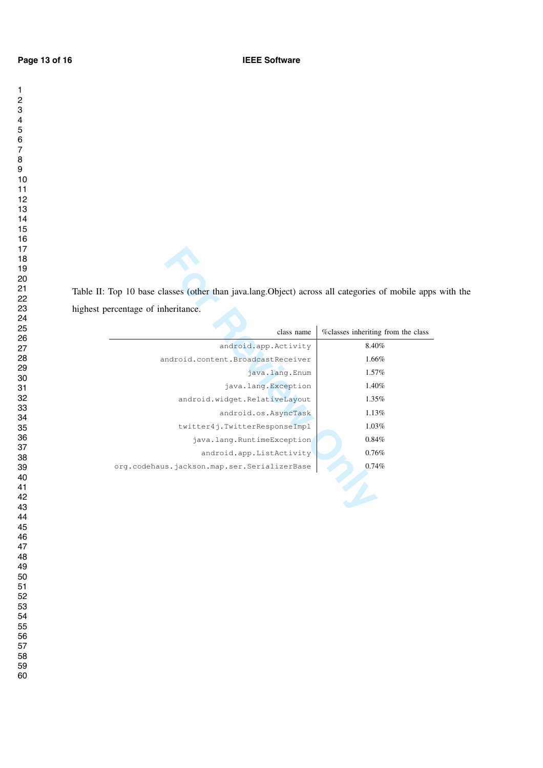Table II: Top 10 base classes (other than java.lang.Object) across all categories of mobile apps with the highest percentage of inheritance.

| class name | %classes inheriting from the class |
|---|---|
| android.app.Activity | 8.40% |
| android.content.BroadcastReceiver | 1.66% |
| java.lang.Enum | 1.57% |
| java.lang.Exception | 1.40% |
| android.widget.RelativeLayout | 1.35% |
| android.os.AsyncTask | 1.13% |
| twitter4j.TwitterResponseImpl | 1.03% |
| java.lang.RuntimeException | 0.84% |
| android.app.ListActivity | 0.76% |
| org.codehaus.jackson.map.ser.SerializerBase | 0.74% |